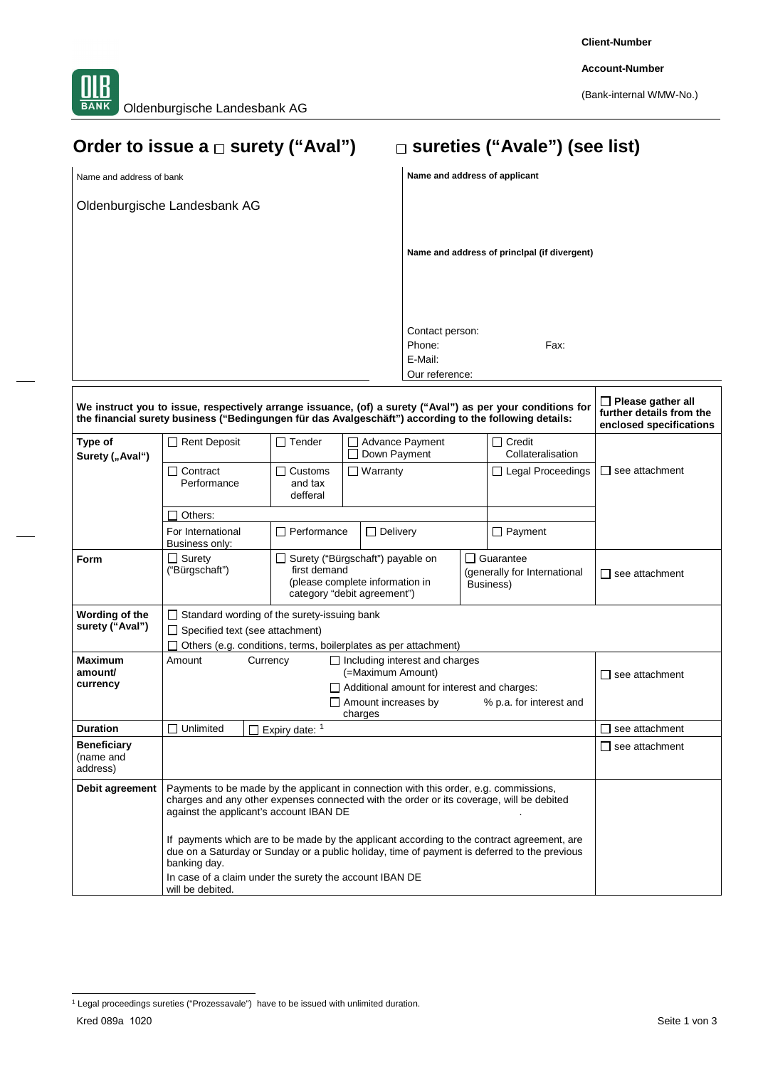Client-Number

Account-Number

(Bank-internal WMW-No.)

Oldenburgische Landesbank AG

# Order to issue a ☐ surety ("Aval") ☐ sureties ("Avale") (see list)

| Name and address of bank | **Name and address of applicant** |
|---|---|
| Oldenburgische Landesbank AG | |
| | **Name and address of princlpal (if divergent)** |
| | Contact person:<br>Phone: Fax:<br>E-Mail:<br>Our reference: |

| **We instruct you to issue, respectively arrange issuance, (of) a surety ("Aval") as per your conditions for the financial surety business ("Bedingungen für das Avalgeschäft") according to the following details:** | | | | | **☐ Please gather all further details from the enclosed specifications** |
|---|---|---|---|---|---|
| **Type of Surety („Aval")** | ☐ Rent Deposit | ☐ Tender | ☐ Advance Payment<br>☐ Down Payment | ☐ Credit Collateralisation | |
| | ☐ Contract Performance | ☐ Customs and tax defferal | ☐ Warranty | ☐ Legal Proceedings | ☐ see attachment |
| | ☐ Others: | | | | |
| | For International Business only: | ☐ Performance | ☐ Delivery | ☐ Payment | |
| **Form** | ☐ Surety ("Bürgschaft") | ☐ Surety ("Bürgschaft") payable on first demand (please complete information in category "debit agreement") | ☐ Guarantee (generally for International Business) | | ☐ see attachment |
| **Wording of the surety ("Aval")** | ☐ Standard wording of the surety-issuing bank<br>☐ Specified text (see attachment)<br>☐ Others (e.g. conditions, terms, boilerplates as per attachment) | | | | |
| **Maximum amount/ currency** | Amount | Currency | ☐ Including interest and charges (=Maximum Amount)<br>☐ Additional amount for interest and charges:<br>☐ Amount increases by % p.a. for interest and charges | | ☐ see attachment |
| **Duration** | ☐ Unlimited | ☐ Expiry date: [1] | | | ☐ see attachment |
| **Beneficiary** (name and address) | | | | | ☐ see attachment |
| **Debit agreement** | Payments to be made by the applicant in connection with this order, e.g. commissions, charges and any other expenses connected with the order or its coverage, will be debited against the applicant's account IBAN DE .<br><br>If payments which are to be made by the applicant according to the contract agreement, are due on a Saturday or Sunday or a public holiday, time of payment is deferred to the previous banking day.<br>In case of a claim under the surety the account IBAN DE will be debited. | | | | |

[1] Legal proceedings sureties ("Prozessavale") have to be issued with unlimited duration.

Kred 089a 1020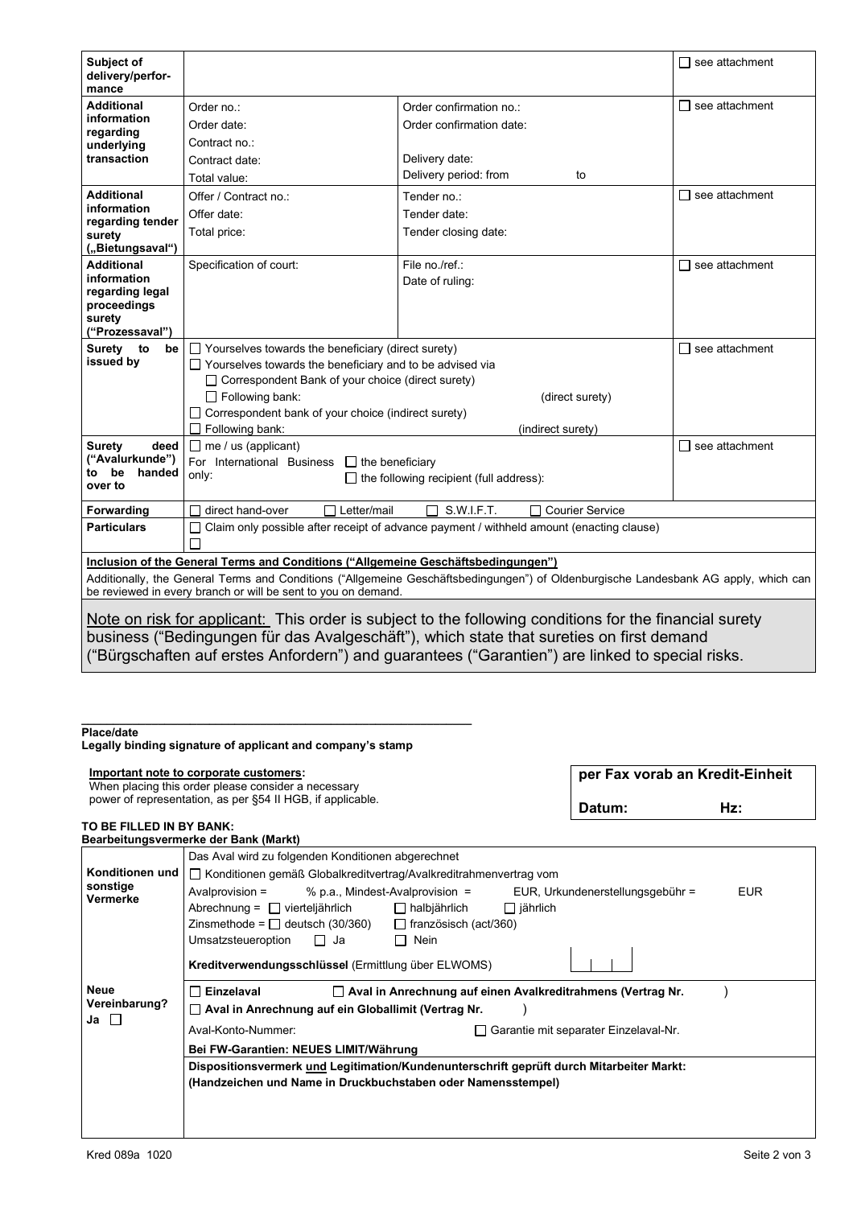| | | | |
|---|---|---|---|
| **Subject of delivery/performance** | | | ☐ see attachment |
| **Additional information regarding underlying transaction** | Order no.:<br>Order date:<br>Contract no.:<br>Contract date:<br>Total value: | Order confirmation no.:<br>Order confirmation date:<br><br>Delivery date:<br>Delivery period: from    to | ☐ see attachment |
| **Additional information regarding tender surety („Bietungsaval")** | Offer / Contract no.:<br>Offer date:<br>Total price: | Tender no.:<br>Tender date:<br>Tender closing date: | ☐ see attachment |
| **Additional information regarding legal proceedings surety ("Prozessaval")** | Specification of court: | File no./ref.:<br>Date of ruling: | ☐ see attachment |
| **Surety to be issued by** | ☐ Yourselves towards the beneficiary (direct surety)<br>☐ Yourselves towards the beneficiary and to be advised via<br>☐ Correspondent Bank of your choice (direct surety)<br>☐ Following bank:<br>☐ Correspondent bank of your choice (indirect surety)<br>☐ Following bank: | <br><br><br>(direct surety)<br><br>(indirect surety) | ☐ see attachment |
| **Surety deed ("Avalurkunde") to be handed over to** | ☐ me / us (applicant)<br>For International Business only: ☐ the beneficiary<br>☐ the following recipient (full address): | | ☐ see attachment |
| **Forwarding** | ☐ direct hand-over ☐ Letter/mail ☐ S.W.I.F.T. ☐ Courier Service | | |
| **Particulars** | ☐ Claim only possible after receipt of advance payment / withheld amount (enacting clause)<br>☐ | | |

**Inclusion of the General Terms and Conditions ("Allgemeine Geschäftsbedingungen")**

Additionally, the General Terms and Conditions ("Allgemeine Geschäftsbedingungen") of Oldenburgische Landesbank AG apply, which can be reviewed in every branch or will be sent to you on demand.

Note on risk for applicant: This order is subject to the following conditions for the financial surety business ("Bedingungen für das Avalgeschäft"), which state that sureties on first demand ("Bürgschaften auf erstes Anfordern") and guarantees ("Garantien") are linked to special risks.

______________________________________________

**Place/date**
**Legally binding signature of applicant and company's stamp**

**Important note to corporate customers:**
When placing this order please consider a necessary power of representation, as per §54 II HGB, if applicable.

| **per Fax vorab an Kredit-Einheit** | |
|---|---|
| **Datum:** | **Hz:** |

**TO BE FILLED IN BY BANK:**
**Bearbeitungsvermerke der Bank (Markt)**

| | |
|---|---|
| **Konditionen und sonstige Vermerke** | Das Aval wird zu folgenden Konditionen abgerechnet<br>☐ Konditionen gemäß Globalkreditvertrag/Avalkreditrahmenvertrag vom<br>Avalprovision = % p.a., Mindest-Avalprovision = EUR, Urkundenerstellungsgebühr = EUR<br>Abrechnung = ☐ vierteljährlich ☐ halbjährlich ☐ jährlich<br>Zinsmethode = ☐ deutsch (30/360) ☐ französisch (act/360)<br>Umsatzsteueroption ☐ Ja ☐ Nein<br>**Kreditverwendungsschlüssel** (Ermittlung über ELWOMS) |
| **Neue Vereinbarung? Ja ☐** | ☐ **Einzelaval** ☐ **Aval in Anrechnung auf einen Avalkreditrahmens (Vertrag Nr. )**<br>☐ **Aval in Anrechnung auf ein Globallimit (Vertrag Nr. )**<br>Aval-Konto-Nummer: ☐ Garantie mit separater Einzelaval-Nr.<br>**Bei FW-Garantien: NEUES LIMIT/Währung**<br>**Dispositionsvermerk und Legitimation/Kundenunterschrift geprüft durch Mitarbeiter Markt: (Handzeichen und Name in Druckbuchstaben oder Namensstempel)** |

Kred 089a 1020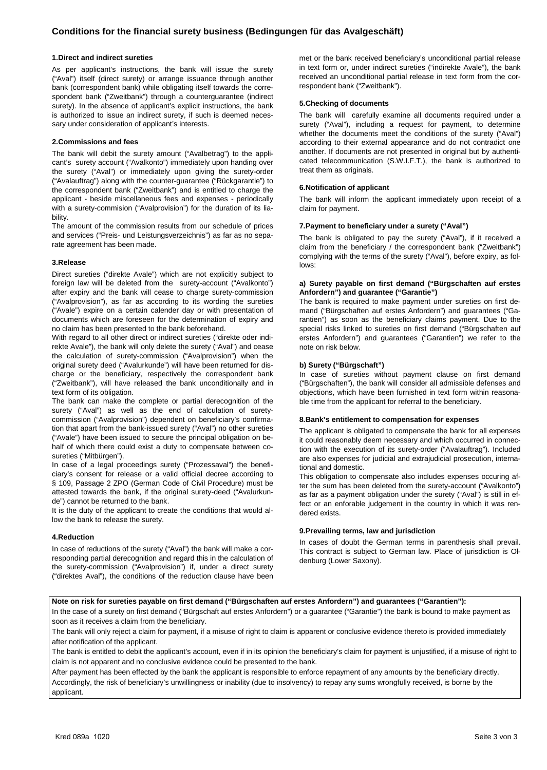# Conditions for the financial surety business (Bedingungen für das Avalgeschäft)

### 1.Direct and indirect sureties

As per applicant's instructions, the bank will issue the surety ("Aval") itself (direct surety) or arrange issuance through another bank (correspondent bank) while obligating itself towards the correspondent bank ("Zweitbank") through a counterguarantee (indirect surety). In the absence of applicant's explicit instructions, the bank is authorized to issue an indirect surety, if such is deemed necessary under consideration of applicant's interests.

### 2.Commissions and fees

The bank will debit the surety amount ("Avalbetrag") to the applicant's surety account ("Avalkonto") immediately upon handing over the surety ("Aval") or immediately upon giving the surety-order ("Avalauftrag") along with the counter-guarantee ("Rückgarantie") to the correspondent bank ("Zweitbank") and is entitled to charge the applicant - beside miscellaneous fees and expenses - periodically with a surety-commision ("Avalprovision") for the duration of its liability.

The amount of the commission results from our schedule of prices and services ("Preis- und Leistungsverzeichnis") as far as no separate agreement has been made.

### 3.Release

Direct sureties ("direkte Avale") which are not explicitly subject to foreign law will be deleted from the surety-account ("Avalkonto") after expiry and the bank will cease to charge surety-commission ("Avalprovision"), as far as according to its wording the sureties ("Avale") expire on a certain calender day or with presentation of documents which are foreseen for the determination of expiry and no claim has been presented to the bank beforehand.

With regard to all other direct or indirect sureties ("direkte oder indirekte Avale"), the bank will only delete the surety ("Aval") and cease the calculation of surety-commission ("Avalprovision") when the original surety deed ("Avalurkunde") will have been returned for discharge or the beneficiary, respectively the correspondent bank ("Zweitbank"), will have released the bank unconditionally and in text form of its obligation.

The bank can make the complete or partial derecognition of the surety ("Aval") as well as the end of calculation of surety-commission ("Avalprovision") dependent on beneficiary's confirmation that apart from the bank-issued surety ("Aval") no other sureties ("Avale") have been issued to secure the principal obligation on behalf of which there could exist a duty to compensate between co-sureties ("Mitbürgen").

In case of a legal proceedings surety ("Prozessaval") the beneficiary's consent for release or a valid official decree according to § 109, Passage 2 ZPO (German Code of Civil Procedure) must be attested towards the bank, if the original surety-deed ("Avalurkunde") cannot be returned to the bank.

It is the duty of the applicant to create the conditions that would allow the bank to release the surety.

### 4.Reduction

In case of reductions of the surety ("Aval") the bank will make a corresponding partial derecognition and regard this in the calculation of the surety-commission ("Avalprovision") if, under a direct surety ("direktes Aval"), the conditions of the reduction clause have been met or the bank received beneficiary's unconditional partial release in text form or, under indirect sureties ("indirekte Avale"), the bank received an unconditional partial release in text form from the correspondent bank ("Zweitbank").

### 5.Checking of documents

The bank will carefully examine all documents required under a surety ("Aval"), including a request for payment, to determine whether the documents meet the conditions of the surety ("Aval") according to their external appearance and do not contradict one another. If documents are not presented in original but by authenticated telecommunication (S.W.I.F.T.), the bank is authorized to treat them as originals.

### 6.Notification of applicant

The bank will inform the applicant immediately upon receipt of a claim for payment.

### 7.Payment to beneficiary under a surety ("Aval")

The bank is obligated to pay the surety ("Aval"), if it received a claim from the beneficiary / the correspondent bank ("Zweitbank") complying with the terms of the surety ("Aval"), before expiry, as follows:

#### a) Surety payable on first demand ("Bürgschaften auf erstes Anfordern") and guarantee ("Garantie")

The bank is required to make payment under sureties on first demand ("Bürgschaften auf erstes Anfordern") and guarantees ("Garantien") as soon as the beneficiary claims payment. Due to the special risks linked to sureties on first demand ("Bürgschaften auf erstes Anfordern") and guarantees ("Garantien") we refer to the note on risk below.

#### b) Surety ("Bürgschaft")

In case of sureties without payment clause on first demand ("Bürgschaften"), the bank will consider all admissible defenses and objections, which have been furnished in text form within reasonable time from the applicant for referral to the beneficiary.

### 8.Bank's entitlement to compensation for expenses

The applicant is obligated to compensate the bank for all expenses it could reasonably deem necessary and which occurred in connection with the execution of its surety-order ("Avalauftrag"). Included are also expenses for judicial and extrajudicial prosecution, international and domestic.

This obligation to compensate also includes expenses occuring after the sum has been deleted from the surety-account ("Avalkonto") as far as a payment obligation under the surety ("Aval") is still in effect or an enforable judgement in the country in which it was rendered exists.

### 9.Prevailing terms, law and jurisdiction

In cases of doubt the German terms in parenthesis shall prevail. This contract is subject to German law. Place of jurisdiction is Oldenburg (Lower Saxony).

**Note on risk for sureties payable on first demand ("Bürgschaften auf erstes Anfordern") and guarantees ("Garantien"):**

In the case of a surety on first demand ("Bürgschaft auf erstes Anfordern") or a guarantee ("Garantie") the bank is bound to make payment as soon as it receives a claim from the beneficiary.

The bank will only reject a claim for payment, if a misuse of right to claim is apparent or conclusive evidence thereto is provided immediately after notification of the applicant.

The bank is entitled to debit the applicant's account, even if in its opinion the beneficiary's claim for payment is unjustified, if a misuse of right to claim is not apparent and no conclusive evidence could be presented to the bank.

After payment has been effected by the bank the applicant is responsible to enforce repayment of any amounts by the beneficiary directly. Accordingly, the risk of beneficiary's unwillingness or inability (due to insolvency) to repay any sums wrongfully received, is borne by the applicant.

Kred 089a 1020